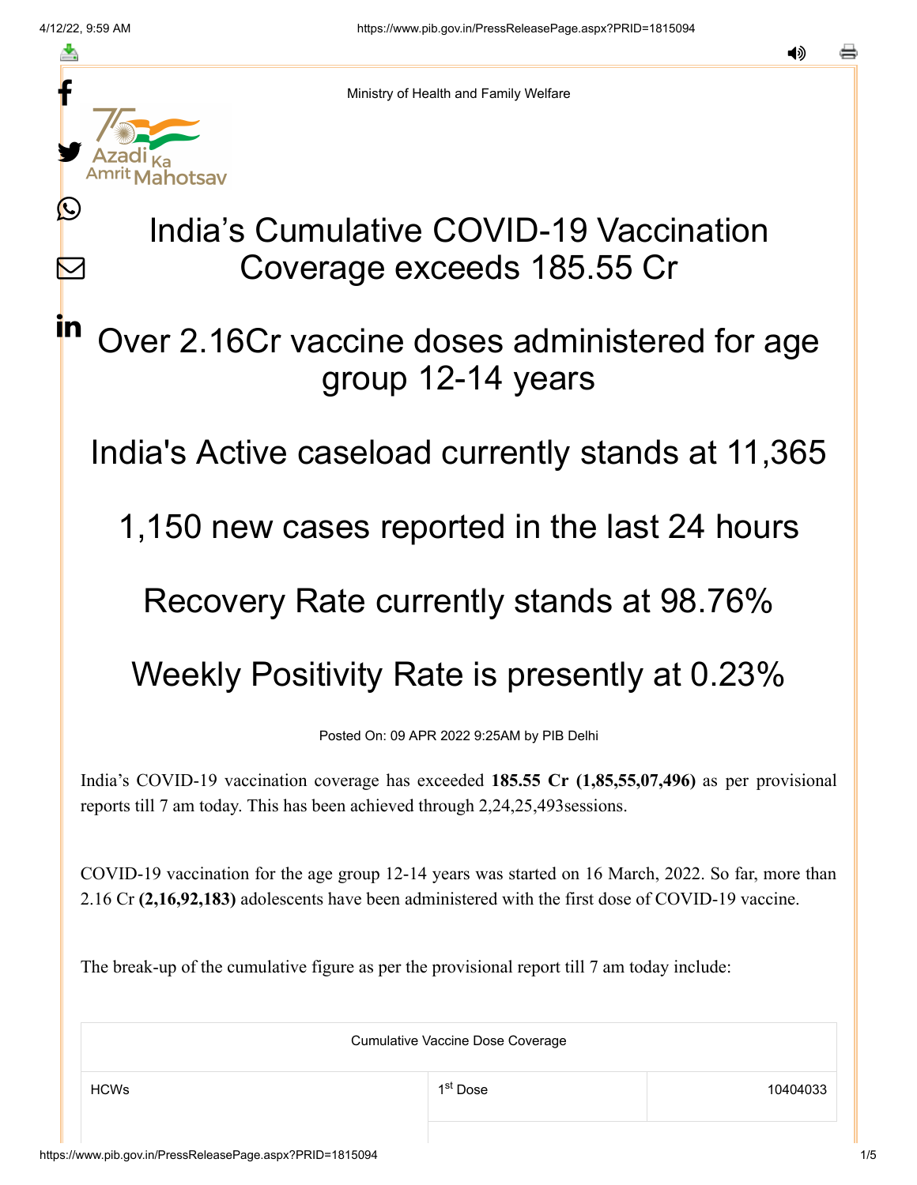Ministry of Health and Family Welfare

# India's Cumulative COVID-19 Vaccination Coverage exceeds 185.55 Cr

## Over 2.16Cr vaccine doses administered for age group 12-14 years

## India's Active caseload currently stands at 11,365

## 1,150 new cases reported in the last 24 hours

## Recovery Rate currently stands at 98.76%

## Weekly Positivity Rate is presently at 0.23%

Posted On: 09 APR 2022 9:25AM by PIB Delhi

India's COVID-19 vaccination coverage has exceeded **185.55 Cr (1,85,55,07,496)** as per provisional reports till 7 am today. This has been achieved through 2,24,25,493sessions.

COVID-19 vaccination for the age group 12-14 years was started on 16 March, 2022. So far, more than 2.16 Cr **(2,16,92,183)** adolescents have been administered with the first dose of COVID-19 vaccine.

The break-up of the cumulative figure as per the provisional report till 7 am today include:

| Cumulative Vaccine Dose Coverage | | |
|---|---|---|
| HCWs | 1st Dose | 10404033 |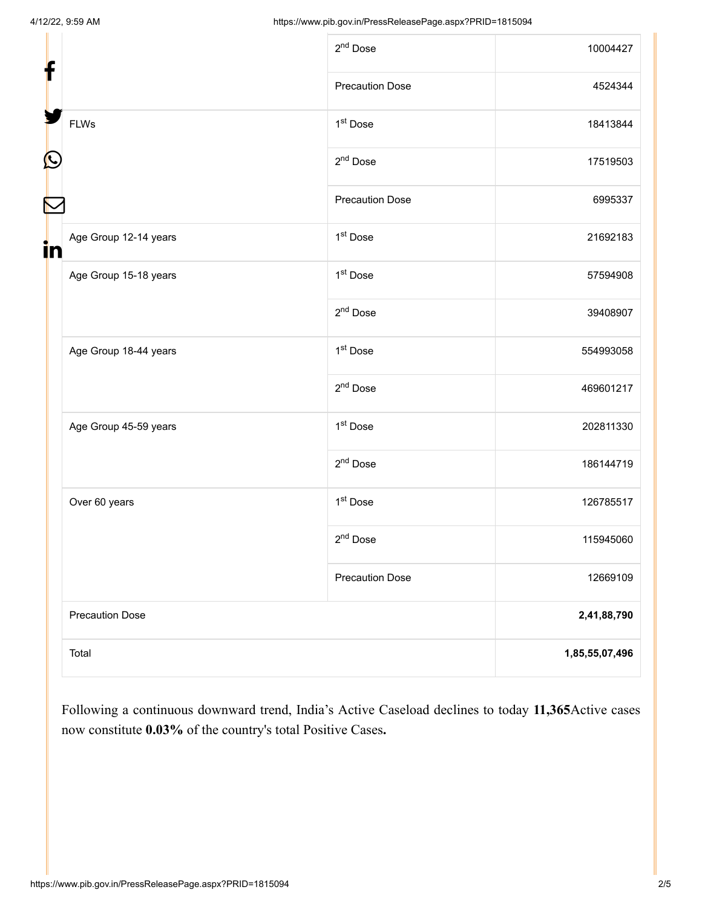| | | |
|---|---|---|
| | 2nd Dose | 10004427 |
| | Precaution Dose | 4524344 |
| FLWs | 1st Dose | 18413844 |
| | 2nd Dose | 17519503 |
| | Precaution Dose | 6995337 |
| Age Group 12-14 years | 1st Dose | 21692183 |
| Age Group 15-18 years | 1st Dose | 57594908 |
| | 2nd Dose | 39408907 |
| Age Group 18-44 years | 1st Dose | 554993058 |
| | 2nd Dose | 469601217 |
| Age Group 45-59 years | 1st Dose | 202811330 |
| | 2nd Dose | 186144719 |
| Over 60 years | 1st Dose | 126785517 |
| | 2nd Dose | 115945060 |
| | Precaution Dose | 12669109 |
| Precaution Dose | | **2,41,88,790** |
| Total | | **1,85,55,07,496** |

Following a continuous downward trend, India's Active Caseload declines to today **11,365**Active cases now constitute **0.03%** of the country's total Positive Cases**.**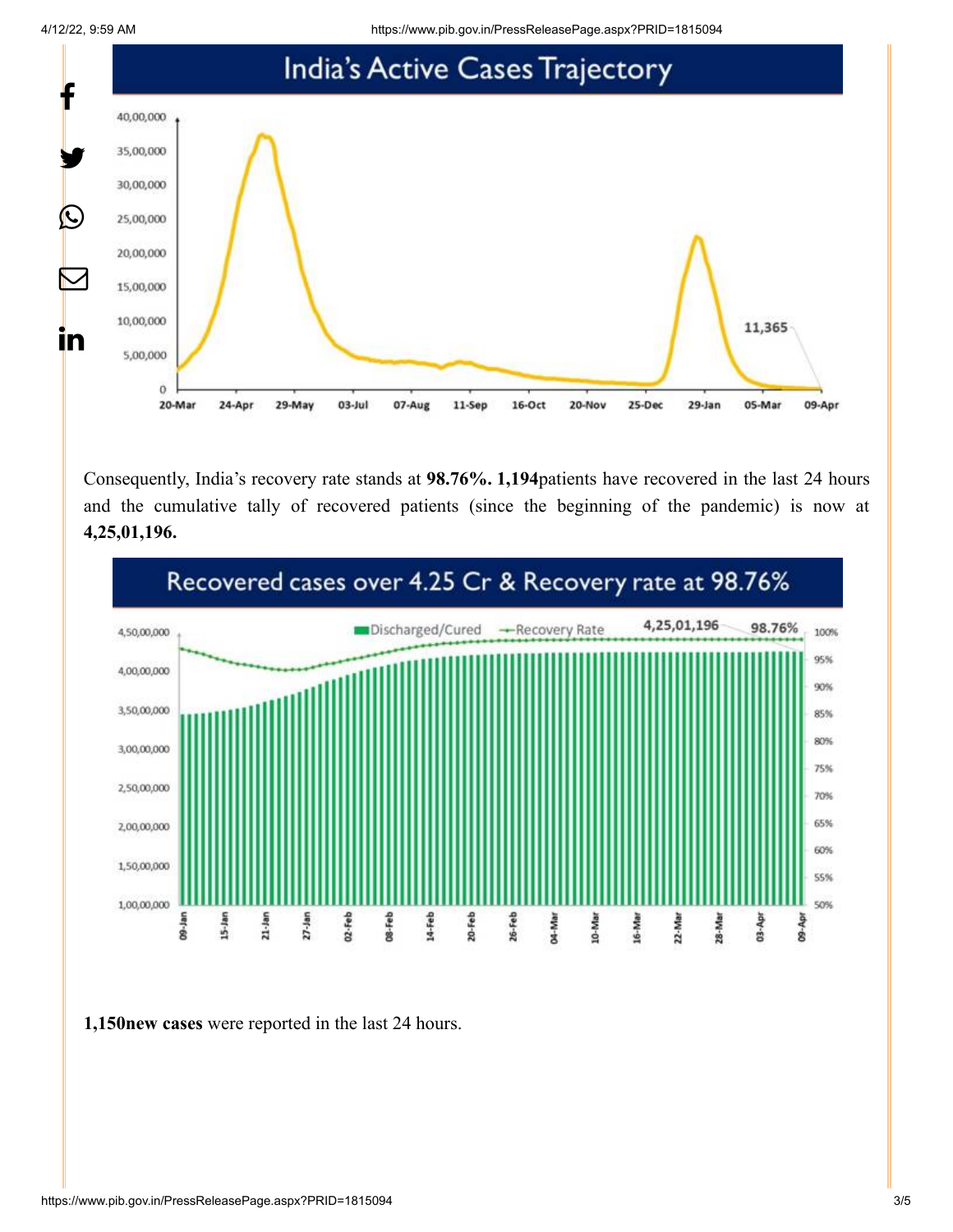India's Active Cases Trajectory

Consequently, India's recovery rate stands at **98.76%. 1,194**patients have recovered in the last 24 hours and the cumulative tally of recovered patients (since the beginning of the pandemic) is now at **4,25,01,196.**

Recovered cases over 4.25 Cr & Recovery rate at 98.76%

**1,150new cases** were reported in the last 24 hours.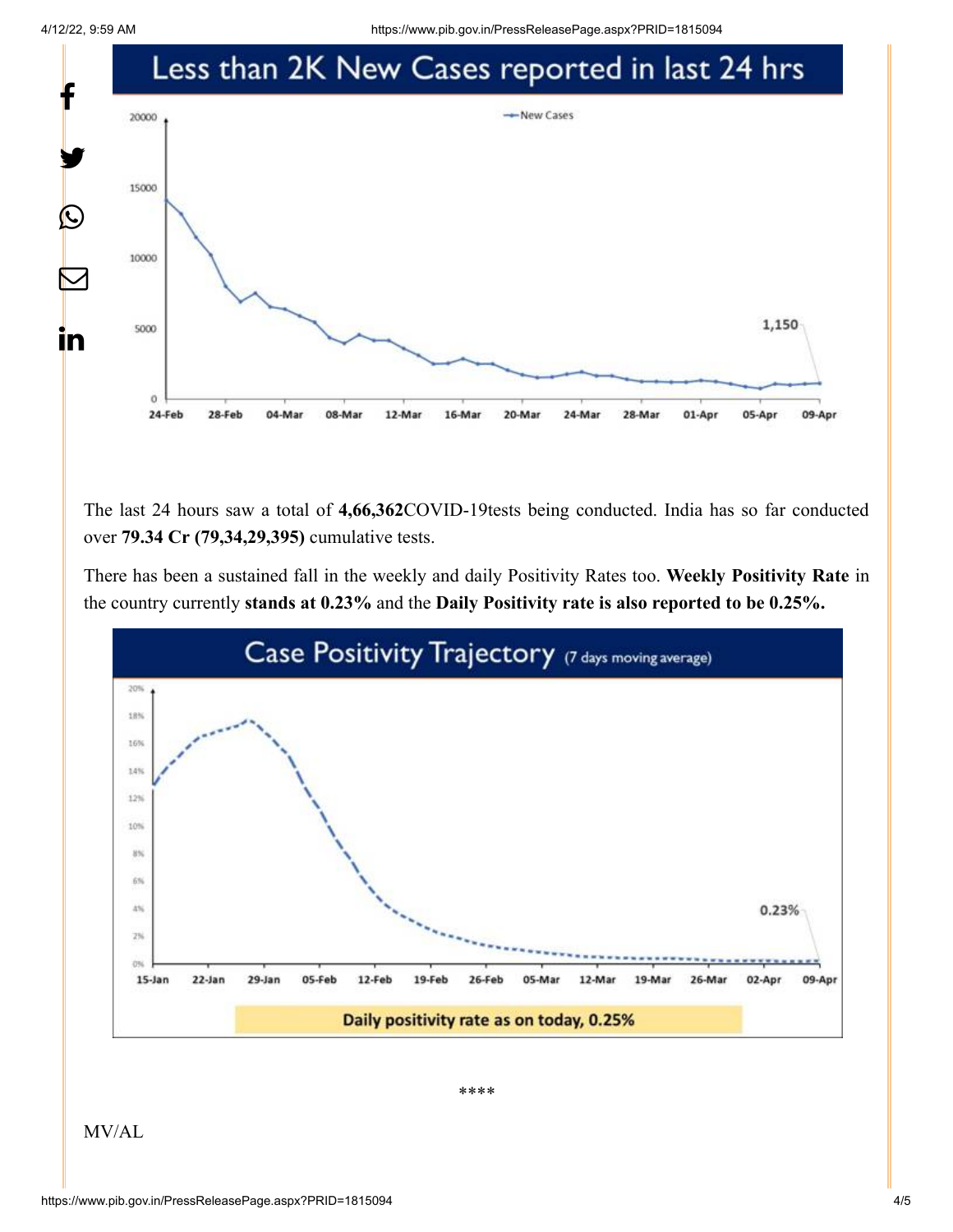The last 24 hours saw a total of **4,66,362**COVID-19tests being conducted. India has so far conducted over **79.34 Cr (79,34,29,395)** cumulative tests.

There has been a sustained fall in the weekly and daily Positivity Rates too. **Weekly Positivity Rate** in the country currently **stands at 0.23%** and the **Daily Positivity rate is also reported to be 0.25%.**

\*\*\*\*

MV/AL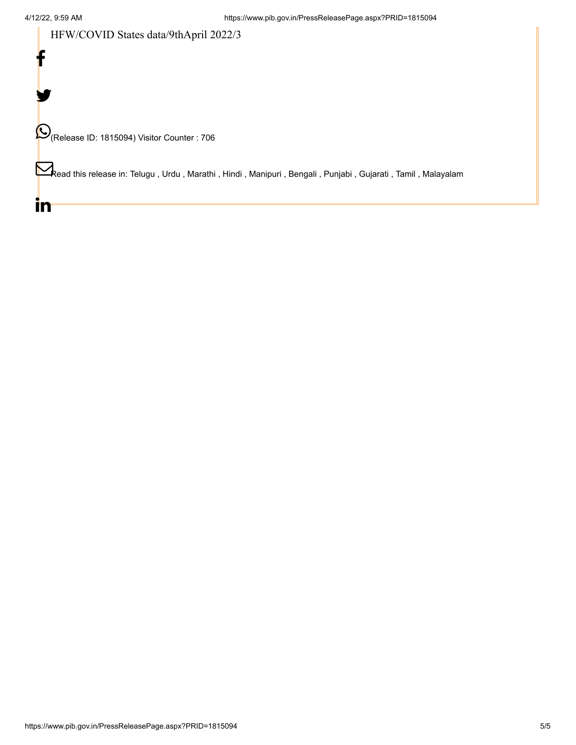HFW/COVID States data/9thApril 2022/3

(Release ID: 1815094) Visitor Counter : 706

Read this release in: Telugu , Urdu , Marathi , Hindi , Manipuri , Bengali , Punjabi , Gujarati , Tamil , Malayalam